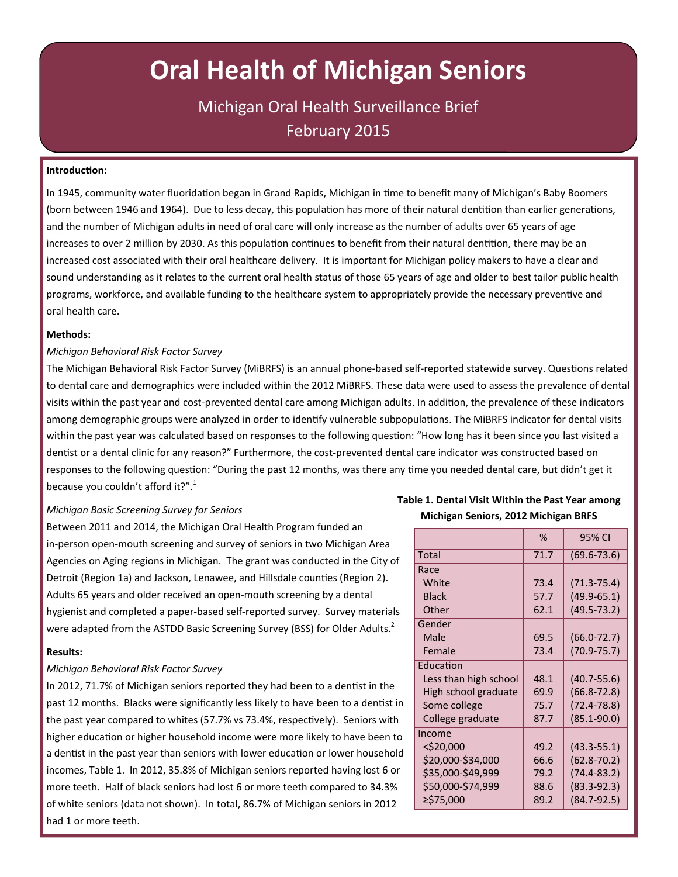# Oral Health of Michigan Seniors

Michigan Oral Health Surveillance Brief

February 2015

**Introduction:**

In 1945, community water fluoridation began in Grand Rapids, Michigan in time to benefit many of Michigan's Baby Boomers (born between 1946 and 1964). Due to less decay, this population has more of their natural dentition than earlier generations, and the number of Michigan adults in need of oral care will only increase as the number of adults over 65 years of age increases to over 2 million by 2030. As this population continues to benefit from their natural dentition, there may be an increased cost associated with their oral healthcare delivery. It is important for Michigan policy makers to have a clear and sound understanding as it relates to the current oral health status of those 65 years of age and older to best tailor public health programs, workforce, and available funding to the healthcare system to appropriately provide the necessary preventive and oral health care.

**Methods:**

*Michigan Behavioral Risk Factor Survey*

The Michigan Behavioral Risk Factor Survey (MiBRFS) is an annual phone-based self-reported statewide survey. Questions related to dental care and demographics were included within the 2012 MiBRFS. These data were used to assess the prevalence of dental visits within the past year and cost-prevented dental care among Michigan adults. In addition, the prevalence of these indicators among demographic groups were analyzed in order to identify vulnerable subpopulations. The MiBRFS indicator for dental visits within the past year was calculated based on responses to the following question: "How long has it been since you last visited a dentist or a dental clinic for any reason?" Furthermore, the cost-prevented dental care indicator was constructed based on responses to the following question: "During the past 12 months, was there any time you needed dental care, but didn't get it because you couldn't afford it?".[1]

*Michigan Basic Screening Survey for Seniors*

Between 2011 and 2014, the Michigan Oral Health Program funded an in-person open-mouth screening and survey of seniors in two Michigan Area Agencies on Aging regions in Michigan. The grant was conducted in the City of Detroit (Region 1a) and Jackson, Lenawee, and Hillsdale counties (Region 2). Adults 65 years and older received an open-mouth screening by a dental hygienist and completed a paper-based self-reported survey. Survey materials were adapted from the ASTDD Basic Screening Survey (BSS) for Older Adults.[2]

**Results:**

*Michigan Behavioral Risk Factor Survey*

In 2012, 71.7% of Michigan seniors reported they had been to a dentist in the past 12 months. Blacks were significantly less likely to have been to a dentist in the past year compared to whites (57.7% vs 73.4%, respectively). Seniors with higher education or higher household income were more likely to have been to a dentist in the past year than seniors with lower education or lower household incomes, Table 1. In 2012, 35.8% of Michigan seniors reported having lost 6 or more teeth. Half of black seniors had lost 6 or more teeth compared to 34.3% of white seniors (data not shown). In total, 86.7% of Michigan seniors in 2012 had 1 or more teeth.

**Table 1. Dental Visit Within the Past Year among Michigan Seniors, 2012 Michigan BRFS**

| | % | 95% CI |
|---|---|---|
| Total | 71.7 | (69.6-73.6) |
| Race | | |
| White | 73.4 | (71.3-75.4) |
| Black | 57.7 | (49.9-65.1) |
| Other | 62.1 | (49.5-73.2) |
| Gender | | |
| Male | 69.5 | (66.0-72.7) |
| Female | 73.4 | (70.9-75.7) |
| Education | | |
| Less than high school | 48.1 | (40.7-55.6) |
| High school graduate | 69.9 | (66.8-72.8) |
| Some college | 75.7 | (72.4-78.8) |
| College graduate | 87.7 | (85.1-90.0) |
| Income | | |
| <$20,000 | 49.2 | (43.3-55.1) |
| $20,000-$34,000 | 66.6 | (62.8-70.2) |
| $35,000-$49,999 | 79.2 | (74.4-83.2) |
| $50,000-$74,999 | 88.6 | (83.3-92.3) |
| ≥$75,000 | 89.2 | (84.7-92.5) |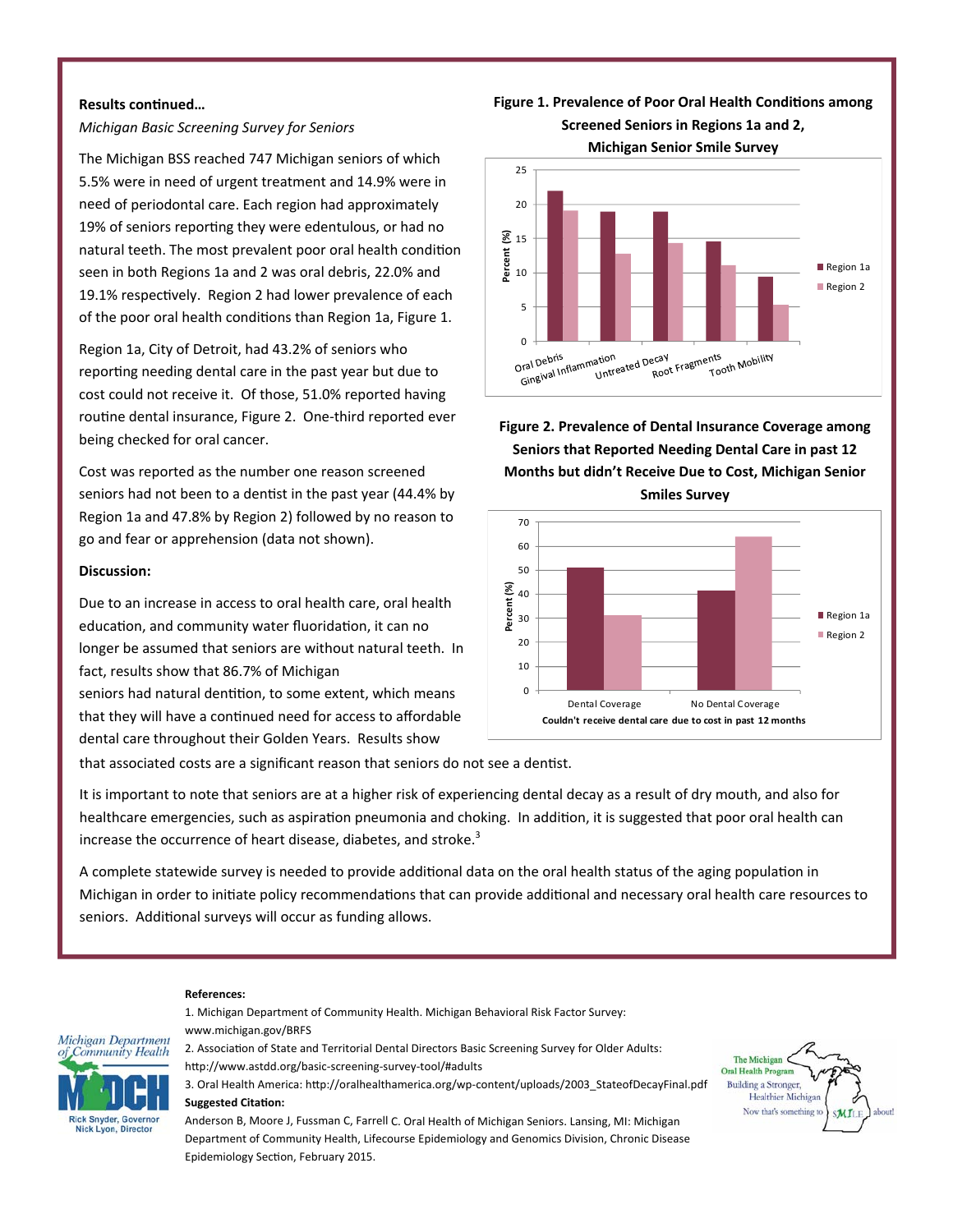**Results continued…**

*Michigan Basic Screening Survey for Seniors*

The Michigan BSS reached 747 Michigan seniors of which 5.5% were in need of urgent treatment and 14.9% were in need of periodontal care. Each region had approximately 19% of seniors reporting they were edentulous, or had no natural teeth. The most prevalent poor oral health condition seen in both Regions 1a and 2 was oral debris, 22.0% and 19.1% respectively. Region 2 had lower prevalence of each of the poor oral health conditions than Region 1a, Figure 1.

Region 1a, City of Detroit, had 43.2% of seniors who reporting needing dental care in the past year but due to cost could not receive it. Of those, 51.0% reported having routine dental insurance, Figure 2. One-third reported ever being checked for oral cancer.

Cost was reported as the number one reason screened seniors had not been to a dentist in the past year (44.4% by Region 1a and 47.8% by Region 2) followed by no reason to go and fear or apprehension (data not shown).

**Figure 1. Prevalence of Poor Oral Health Conditions among Screened Seniors in Regions 1a and 2, Michigan Senior Smile Survey**

Percent (%)
0
5
10
15
20
25
Oral Debris
Gingival Inflammation
Untreated Decay
Root Fragments
Tooth Mobility
Region 1a
Region 2

**Figure 2. Prevalence of Dental Insurance Coverage among Seniors that Reported Needing Dental Care in past 12 Months but didn't Receive Due to Cost, Michigan Senior Smiles Survey**

Percent (%)
0
10
20
30
40
50
60
70
Dental Coverage
No Dental Coverage
Couldn't receive dental care due to cost in past 12 months
Region 1a
Region 2

**Discussion:**

Due to an increase in access to oral health care, oral health education, and community water fluoridation, it can no longer be assumed that seniors are without natural teeth. In fact, results show that 86.7% of Michigan seniors had natural dentition, to some extent, which means that they will have a continued need for access to affordable dental care throughout their Golden Years. Results show that associated costs are a significant reason that seniors do not see a dentist.

It is important to note that seniors are at a higher risk of experiencing dental decay as a result of dry mouth, and also for healthcare emergencies, such as aspiration pneumonia and choking. In addition, it is suggested that poor oral health can increase the occurrence of heart disease, diabetes, and stroke.[3]

A complete statewide survey is needed to provide additional data on the oral health status of the aging population in Michigan in order to initiate policy recommendations that can provide additional and necessary oral health care resources to seniors. Additional surveys will occur as funding allows.

**References:**

1. Michigan Department of Community Health. Michigan Behavioral Risk Factor Survey: www.michigan.gov/BRFS
2. Association of State and Territorial Dental Directors Basic Screening Survey for Older Adults: http://www.astdd.org/basic-screening-survey-tool/#adults
3. Oral Health America: http://oralhealthamerica.org/wp-content/uploads/2003_StateofDecayFinal.pdf

**Suggested Citation:**

Anderson B, Moore J, Fussman C, Farrell C. Oral Health of Michigan Seniors. Lansing, MI: Michigan Department of Community Health, Lifecourse Epidemiology and Genomics Division, Chronic Disease Epidemiology Section, February 2015.

Michigan Department of Community Health
MDCH
Rick Snyder, Governor
Nick Lyon, Director

The Michigan Oral Health Program
Building a Stronger, Healthier Michigan
Now that's something to SMILE about!